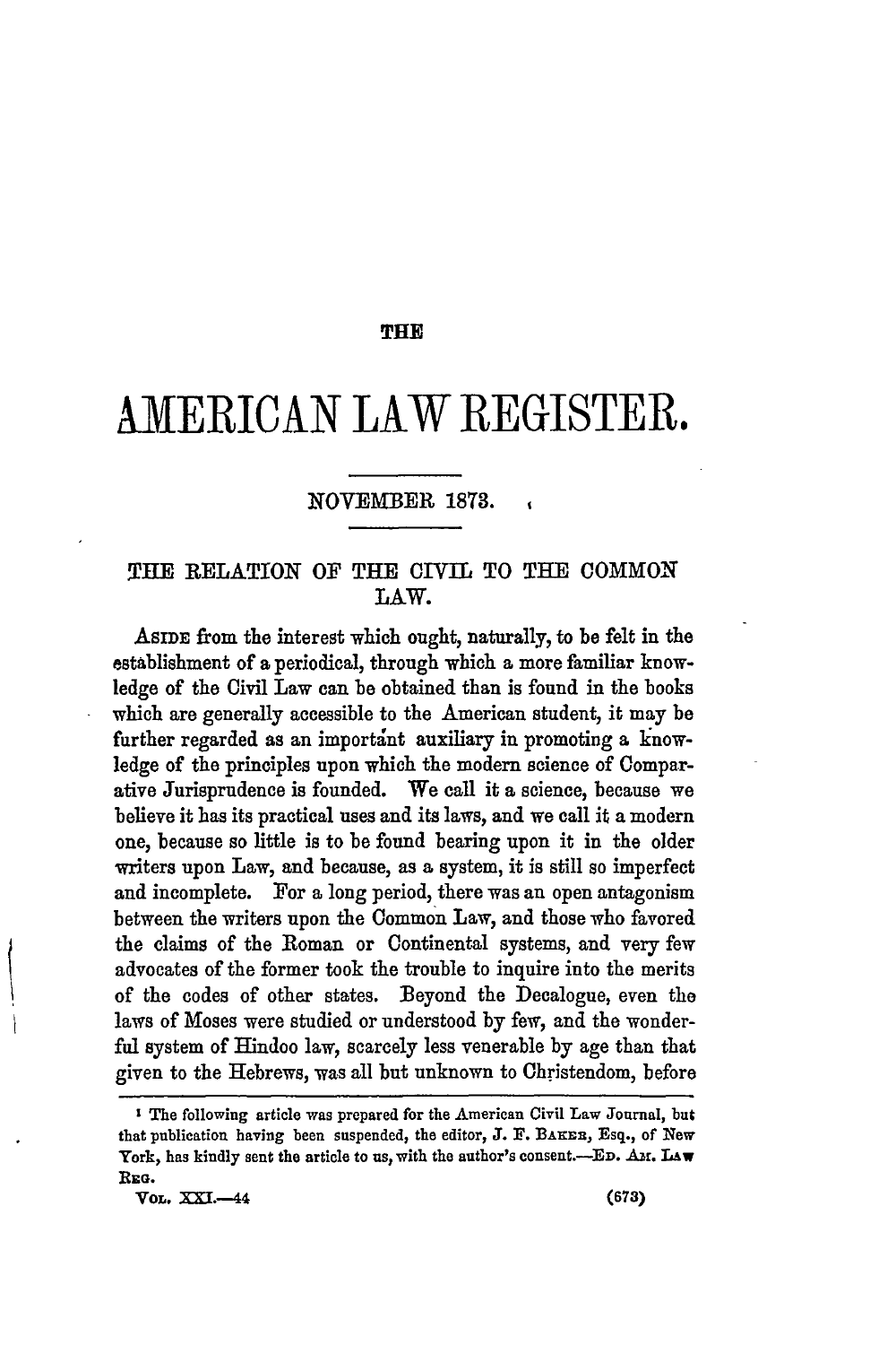# THE AMERICAN LAW REGISTER.

## NOVEMBER 1873.

### THE RELATION OF THE CIVIL TO THE COMMON LAW.

ASIDE from the interest which ought, naturally, to be felt in the establishment of a periodical, through which a more familiar knowledge of the Civil Law can be obtained than is found in the books which are generally accessible to the American student, it may be further regarded as an important auxiliary in promoting a knowledge of the principles upon which the modern science of Comparative Jurisprudence is founded. We call it a science, because we believe it has its practical uses and its laws, and we call it a modern one, because so little is to be found bearing upon it in the older writers upon Law, and because, as a system, it is still so imperfect and incomplete. For a long period, there was an open antagonism between the writers upon the Common Law, and those who favored the claims of the Roman or Continental systems, and very few advocates of the former took the trouble to inquire into the merits of the codes of other states. Beyond the Decalogue, even the laws of Moses were studied or understood by few, and the wonderful system of Hindoo law, scarcely less venerable by age than that given to the Hebrews, was all but unknown to Christendom, before

[1] The following article was prepared for the American Civil Law Journal, but that publication having been suspended, the editor, J. F. BAKER, Esq., of New York, has kindly sent the article to us, with the author's consent.—ED. AM. LAW REG.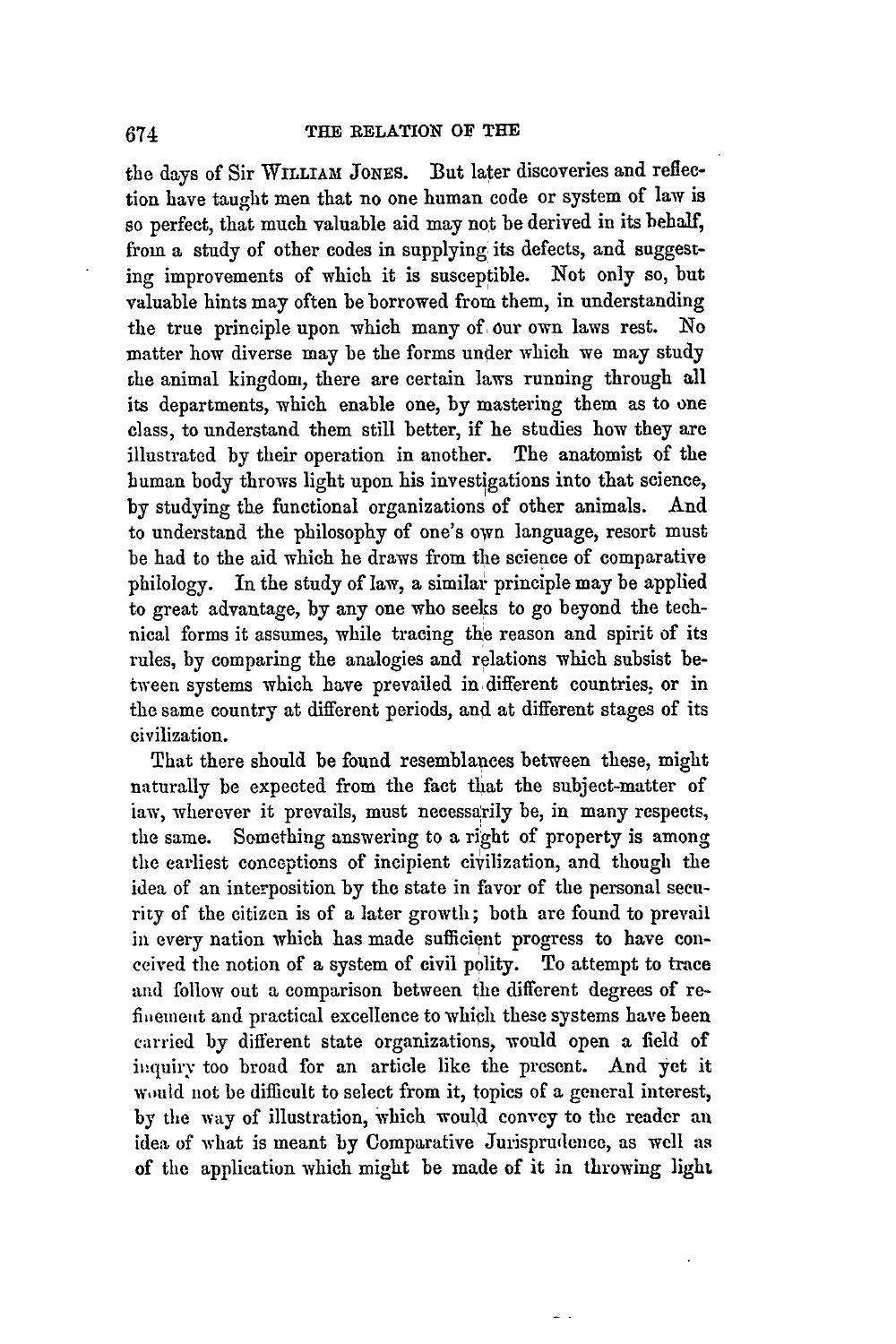the days of Sir WILLIAM JONES. But later discoveries and reflection have taught men that no one human code or system of law is so perfect, that much valuable aid may not be derived in its behalf, from a study of other codes in supplying its defects, and suggesting improvements of which it is susceptible. Not only so, but valuable hints may often be borrowed from them, in understanding the true principle upon which many of our own laws rest. No matter how diverse may be the forms under which we may study the animal kingdom, there are certain laws running through all its departments, which enable one, by mastering them as to one class, to understand them still better, if he studies how they are illustrated by their operation in another. The anatomist of the human body throws light upon his investigations into that science, by studying the functional organizations of other animals. And to understand the philosophy of one's own language, resort must be had to the aid which he draws from the science of comparative philology. In the study of law, a similar principle may be applied to great advantage, by any one who seeks to go beyond the technical forms it assumes, while tracing the reason and spirit of its rules, by comparing the analogies and relations which subsist between systems which have prevailed in different countries, or in the same country at different periods, and at different stages of its civilization.

That there should be found resemblances between these, might naturally be expected from the fact that the subject-matter of law, wherever it prevails, must necessarily be, in many respects, the same. Something answering to a right of property is among the earliest conceptions of incipient civilization, and though the idea of an interposition by the state in favor of the personal security of the citizen is of a later growth; both are found to prevail in every nation which has made sufficient progress to have conceived the notion of a system of civil polity. To attempt to trace and follow out a comparison between the different degrees of refinement and practical excellence to which these systems have been carried by different state organizations, would open a field of inquiry too broad for an article like the present. And yet it would not be difficult to select from it, topics of a general interest, by the way of illustration, which would convey to the reader an idea of what is meant by Comparative Jurisprudence, as well as of the application which might be made of it in throwing light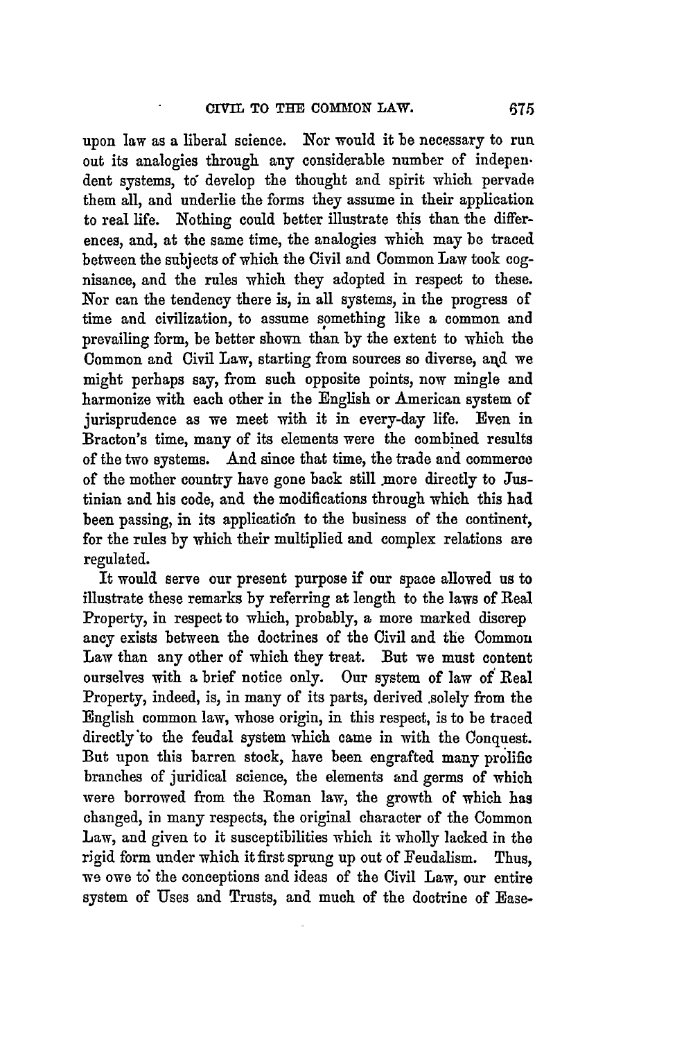upon law as a liberal science. Nor would it be necessary to run out its analogies through any considerable number of independent systems, to develop the thought and spirit which pervade them all, and underlie the forms they assume in their application to real life. Nothing could better illustrate this than the differences, and, at the same time, the analogies which may be traced between the subjects of which the Civil and Common Law took cognisance, and the rules which they adopted in respect to these. Nor can the tendency there is, in all systems, in the progress of time and civilization, to assume something like a common and prevailing form, be better shown than by the extent to which the Common and Civil Law, starting from sources so diverse, and we might perhaps say, from such opposite points, now mingle and harmonize with each other in the English or American system of jurisprudence as we meet with it in every-day life. Even in Bracton's time, many of its elements were the combined results of the two systems. And since that time, the trade and commerce of the mother country have gone back still more directly to Justinian and his code, and the modifications through which this had been passing, in its application to the business of the continent, for the rules by which their multiplied and complex relations are regulated.

It would serve our present purpose if our space allowed us to illustrate these remarks by referring at length to the laws of Real Property, in respect to which, probably, a more marked discrepancy exists between the doctrines of the Civil and the Common Law than any other of which they treat. But we must content ourselves with a brief notice only. Our system of law of Real Property, indeed, is, in many of its parts, derived solely from the English common law, whose origin, in this respect, is to be traced directly to the feudal system which came in with the Conquest. But upon this barren stock, have been engrafted many prolific branches of juridical science, the elements and germs of which were borrowed from the Roman law, the growth of which has changed, in many respects, the original character of the Common Law, and given to it susceptibilities which it wholly lacked in the rigid form under which it first sprung up out of Feudalism. Thus, we owe to the conceptions and ideas of the Civil Law, our entire system of Uses and Trusts, and much of the doctrine of Ease-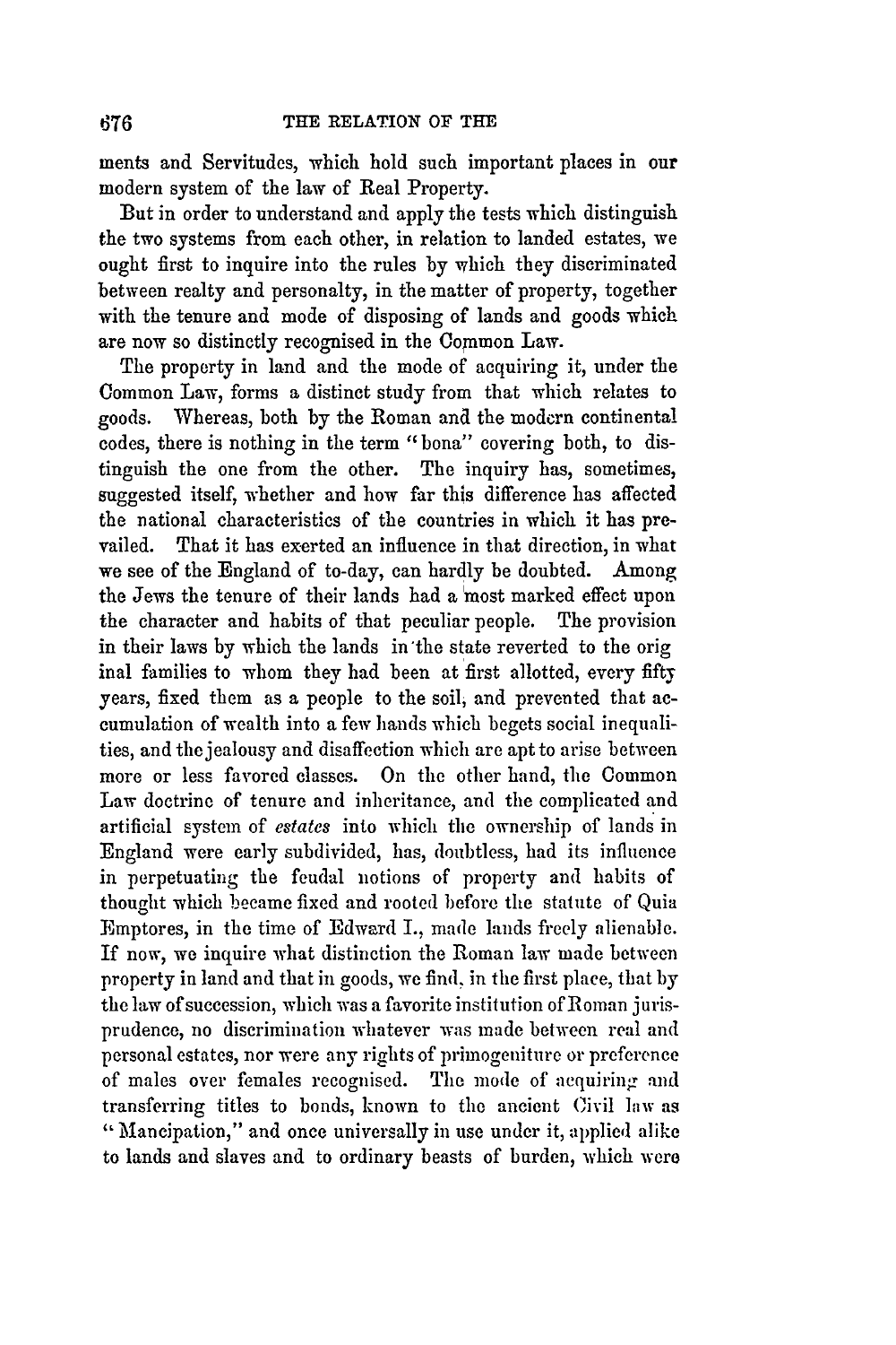ments and Servitudes, which hold such important places in our modern system of the law of Real Property.

But in order to understand and apply the tests which distinguish the two systems from each other, in relation to landed estates, we ought first to inquire into the rules by which they discriminated between realty and personalty, in the matter of property, together with the tenure and mode of disposing of lands and goods which are now so distinctly recognised in the Common Law.

The property in land and the mode of acquiring it, under the Common Law, forms a distinct study from that which relates to goods. Whereas, both by the Roman and the modern continental codes, there is nothing in the term "bona" covering both, to distinguish the one from the other. The inquiry has, sometimes, suggested itself, whether and how far this difference has affected the national characteristics of the countries in which it has prevailed. That it has exerted an influence in that direction, in what we see of the England of to-day, can hardly be doubted. Among the Jews the tenure of their lands had a most marked effect upon the character and habits of that peculiar people. The provision in their laws by which the lands in the state reverted to the original families to whom they had been at first allotted, every fifty years, fixed them as a people to the soil, and prevented that accumulation of wealth into a few hands which begets social inequalities, and the jealousy and disaffection which are apt to arise between more or less favored classes. On the other hand, the Common Law doctrine of tenure and inheritance, and the complicated and artificial system of *estates* into which the ownership of lands in England were early subdivided, has, doubtless, had its influence in perpetuating the feudal notions of property and habits of thought which became fixed and rooted before the statute of Quia Emptores, in the time of Edward I., made lands freely alienable. If now, we inquire what distinction the Roman law made between property in land and that in goods, we find, in the first place, that by the law of succession, which was a favorite institution of Roman jurisprudence, no discrimination whatever was made between real and personal estates, nor were any rights of primogeniture or preference of males over females recognised. The mode of acquiring and transferring titles to bonds, known to the ancient Civil law as "Mancipation," and once universally in use under it, applied alike to lands and slaves and to ordinary beasts of burden, which were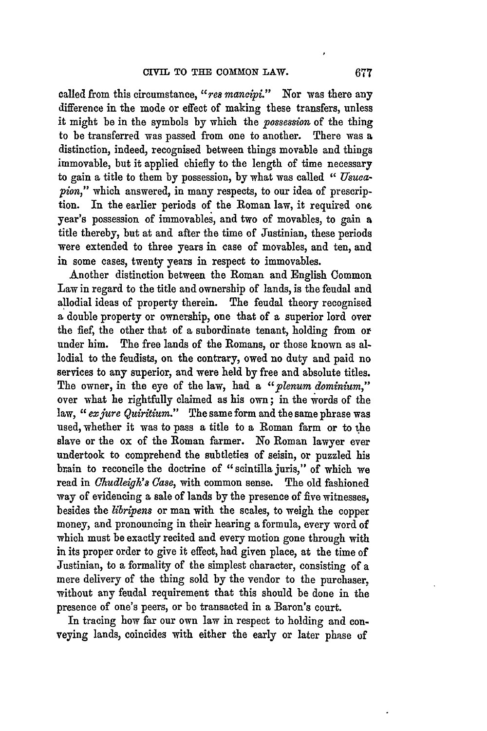called from this circumstance, "*res mancipi.*" Nor was there any difference in the mode or effect of making these transfers, unless it might be in the symbols by which the *possession* of the thing to be transferred was passed from one to another. There was a distinction, indeed, recognised between things movable and things immovable, but it applied chiefly to the length of time necessary to gain a title to them by possession, by what was called "*Usucapion*," which answered, in many respects, to our idea of prescription. In the earlier periods of the Roman law, it required one year's possession of immovables, and two of movables, to gain a title thereby, but at and after the time of Justinian, these periods were extended to three years in case of movables, and ten, and in some cases, twenty years in respect to immovables.

Another distinction between the Roman and English Common Law in regard to the title and ownership of lands, is the feudal and allodial ideas of property therein. The feudal theory recognised a double property or ownership, one that of a superior lord over the fief, the other that of a subordinate tenant, holding from or under him. The free lands of the Romans, or those known as allodial to the feudists, on the contrary, owed no duty and paid no services to any superior, and were held by free and absolute titles. The owner, in the eye of the law, had a "*plenum dominium*," over what he rightfully claimed as his own; in the words of the law, "*ex jure Quiritium.*" The same form and the same phrase was used, whether it was to pass a title to a Roman farm or to the slave or the ox of the Roman farmer. No Roman lawyer ever undertook to comprehend the subtleties of seisin, or puzzled his brain to reconcile the doctrine of "scintilla juris," of which we read in *Chudleigh's Case*, with common sense. The old fashioned way of evidencing a sale of lands by the presence of five witnesses, besides the *libripens* or man with the scales, to weigh the copper money, and pronouncing in their hearing a formula, every word of which must be exactly recited and every motion gone through with in its proper order to give it effect, had given place, at the time of Justinian, to a formality of the simplest character, consisting of a mere delivery of the thing sold by the vendor to the purchaser, without any feudal requirement that this should be done in the presence of one's peers, or be transacted in a Baron's court.

In tracing how far our own law in respect to holding and conveying lands, coincides with either the early or later phase of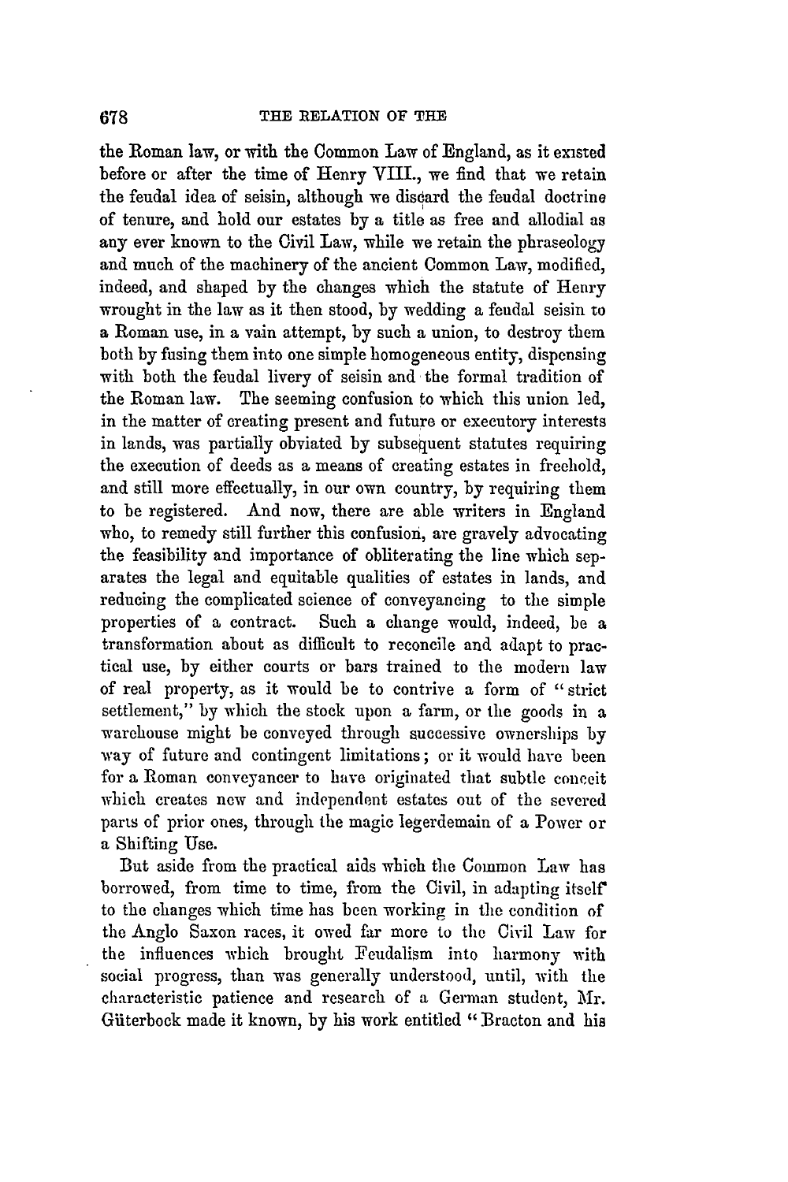the Roman law, or with the Common Law of England, as it existed before or after the time of Henry VIII., we find that we retain the feudal idea of seisin, although we discard the feudal doctrine of tenure, and hold our estates by a title as free and allodial as any ever known to the Civil Law, while we retain the phraseology and much of the machinery of the ancient Common Law, modified, indeed, and shaped by the changes which the statute of Henry wrought in the law as it then stood, by wedding a feudal seisin to a Roman use, in a vain attempt, by such a union, to destroy them both by fusing them into one simple homogeneous entity, dispensing with both the feudal livery of seisin and the formal tradition of the Roman law. The seeming confusion to which this union led, in the matter of creating present and future or executory interests in lands, was partially obviated by subsequent statutes requiring the execution of deeds as a means of creating estates in freehold, and still more effectually, in our own country, by requiring them to be registered. And now, there are able writers in England who, to remedy still further this confusion, are gravely advocating the feasibility and importance of obliterating the line which separates the legal and equitable qualities of estates in lands, and reducing the complicated science of conveyancing to the simple properties of a contract. Such a change would, indeed, be a transformation about as difficult to reconcile and adapt to practical use, by either courts or bars trained to the modern law of real property, as it would be to contrive a form of "strict settlement," by which the stock upon a farm, or the goods in a warehouse might be conveyed through successive ownerships by way of future and contingent limitations; or it would have been for a Roman conveyancer to have originated that subtle conceit which creates new and independent estates out of the severed parts of prior ones, through the magic legerdemain of a Power or a Shifting Use.

But aside from the practical aids which the Common Law has borrowed, from time to time, from the Civil, in adapting itself to the changes which time has been working in the condition of the Anglo Saxon races, it owed far more to the Civil Law for the influences which brought Feudalism into harmony with social progress, than was generally understood, until, with the characteristic patience and research of a German student, Mr. Güterbock made it known, by his work entitled "Bracton and his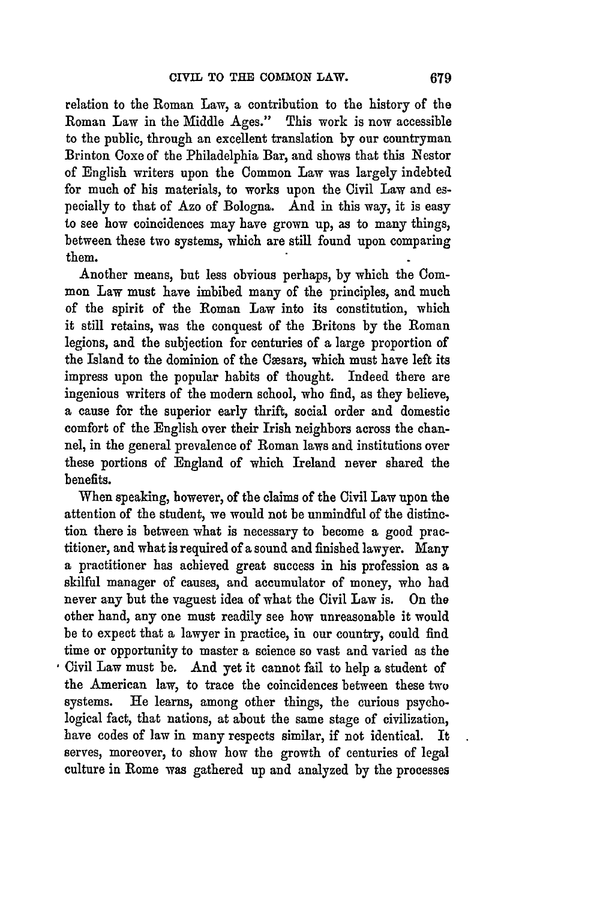relation to the Roman Law, a contribution to the history of the Roman Law in the Middle Ages." This work is now accessible to the public, through an excellent translation by our countryman Brinton Coxe of the Philadelphia Bar, and shows that this Nestor of English writers upon the Common Law was largely indebted for much of his materials, to works upon the Civil Law and especially to that of Azo of Bologna. And in this way, it is easy to see how coincidences may have grown up, as to many things, between these two systems, which are still found upon comparing them.

Another means, but less obvious perhaps, by which the Common Law must have imbibed many of the principles, and much of the spirit of the Roman Law into its constitution, which it still retains, was the conquest of the Britons by the Roman legions, and the subjection for centuries of a large proportion of the Island to the dominion of the Cæsars, which must have left its impress upon the popular habits of thought. Indeed there are ingenious writers of the modern school, who find, as they believe, a cause for the superior early thrift, social order and domestic comfort of the English over their Irish neighbors across the channel, in the general prevalence of Roman laws and institutions over these portions of England of which Ireland never shared the benefits.

When speaking, however, of the claims of the Civil Law upon the attention of the student, we would not be unmindful of the distinction there is between what is necessary to become a good practitioner, and what is required of a sound and finished lawyer. Many a practitioner has achieved great success in his profession as a skilful manager of causes, and accumulator of money, who had never any but the vaguest idea of what the Civil Law is. On the other hand, any one must readily see how unreasonable it would be to expect that a lawyer in practice, in our country, could find time or opportunity to master a science so vast and varied as the Civil Law must be. And yet it cannot fail to help a student of the American law, to trace the coincidences between these two systems. He learns, among other things, the curious psychological fact, that nations, at about the same stage of civilization, have codes of law in many respects similar, if not identical. It serves, moreover, to show how the growth of centuries of legal culture in Rome was gathered up and analyzed by the processes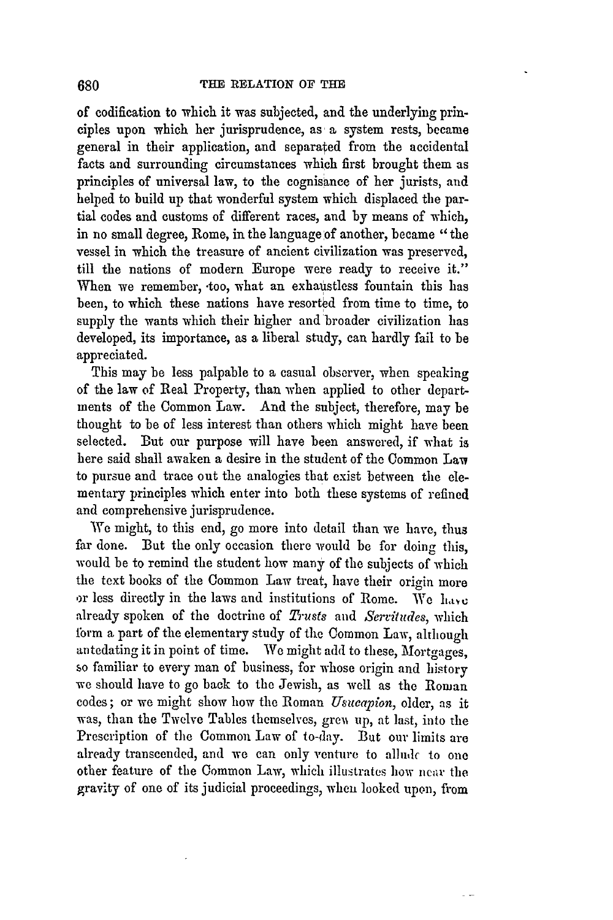of codification to which it was subjected, and the underlying principles upon which her jurisprudence, as a system rests, became general in their application, and separated from the accidental facts and surrounding circumstances which first brought them as principles of universal law, to the cognisance of her jurists, and helped to build up that wonderful system which displaced the partial codes and customs of different races, and by means of which, in no small degree, Rome, in the language of another, became "the vessel in which the treasure of ancient civilization was preserved, till the nations of modern Europe were ready to receive it." When we remember, too, what an exhaustless fountain this has been, to which these nations have resorted from time to time, to supply the wants which their higher and broader civilization has developed, its importance, as a liberal study, can hardly fail to be appreciated.

This may be less palpable to a casual observer, when speaking of the law of Real Property, than when applied to other departments of the Common Law. And the subject, therefore, may be thought to be of less interest than others which might have been selected. But our purpose will have been answered, if what is here said shall awaken a desire in the student of the Common Law to pursue and trace out the analogies that exist between the elementary principles which enter into both these systems of refined and comprehensive jurisprudence.

We might, to this end, go more into detail than we have, thus far done. But the only occasion there would be for doing this, would be to remind the student how many of the subjects of which the text books of the Common Law treat, have their origin more or less directly in the laws and institutions of Rome. We have already spoken of the doctrine of *Trusts* and *Servitudes*, which form a part of the elementary study of the Common Law, although antedating it in point of time. We might add to these, Mortgages, so familiar to every man of business, for whose origin and history we should have to go back to the Jewish, as well as the Roman codes; or we might show how the Roman *Usucapion*, older, as it was, than the Twelve Tables themselves, grew up, at last, into the Prescription of the Common Law of to-day. But our limits are already transcended, and we can only venture to allude to one other feature of the Common Law, which illustrates how near the gravity of one of its judicial proceedings, when looked upon, from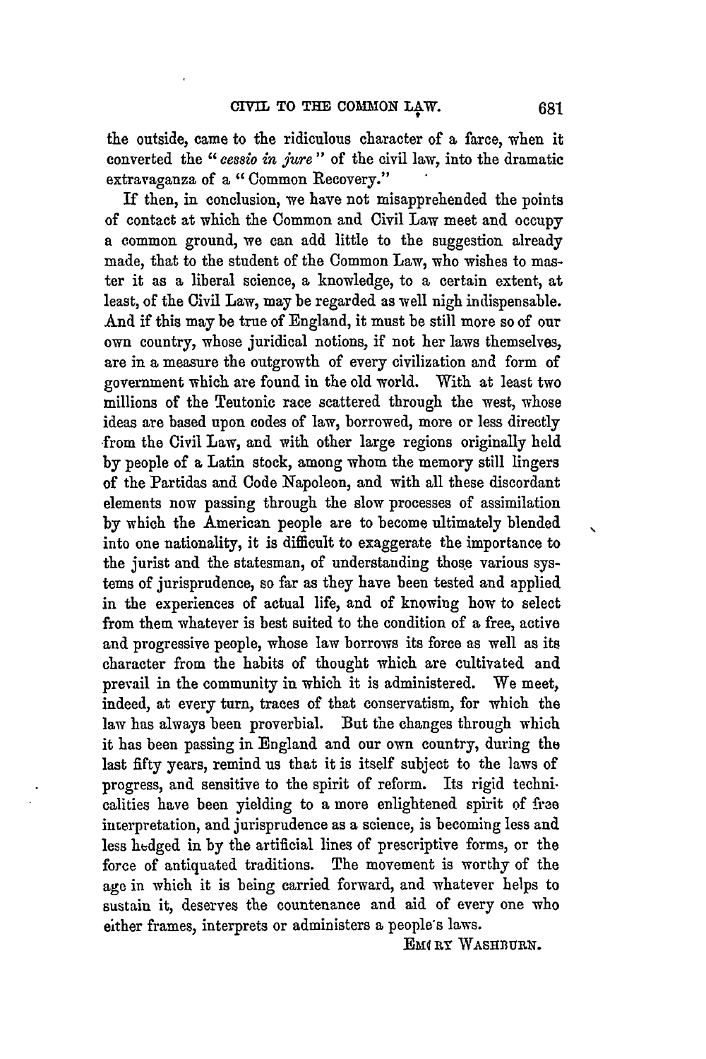the outside, came to the ridiculous character of a farce, when it converted the "*cessio in jure*" of the civil law, into the dramatic extravaganza of a "Common Recovery."

If then, in conclusion, we have not misapprehended the points of contact at which the Common and Civil Law meet and occupy a common ground, we can add little to the suggestion already made, that to the student of the Common Law, who wishes to master it as a liberal science, a knowledge, to a certain extent, at least, of the Civil Law, may be regarded as well nigh indispensable. And if this may be true of England, it must be still more so of our own country, whose juridical notions, if not her laws themselves, are in a measure the outgrowth of every civilization and form of government which are found in the old world. With at least two millions of the Teutonic race scattered through the west, whose ideas are based upon codes of law, borrowed, more or less directly from the Civil Law, and with other large regions originally held by people of a Latin stock, among whom the memory still lingers of the Partidas and Code Napoleon, and with all these discordant elements now passing through the slow processes of assimilation by which the American people are to become ultimately blended into one nationality, it is difficult to exaggerate the importance to the jurist and the statesman, of understanding those various systems of jurisprudence, so far as they have been tested and applied in the experiences of actual life, and of knowing how to select from them whatever is best suited to the condition of a free, active and progressive people, whose law borrows its force as well as its character from the habits of thought which are cultivated and prevail in the community in which it is administered. We meet, indeed, at every turn, traces of that conservatism, for which the law has always been proverbial. But the changes through which it has been passing in England and our own country, during the last fifty years, remind us that it is itself subject to the laws of progress, and sensitive to the spirit of reform. Its rigid technicalities have been yielding to a more enlightened spirit of free interpretation, and jurisprudence as a science, is becoming less and less hedged in by the artificial lines of prescriptive forms, or the force of antiquated traditions. The movement is worthy of the age in which it is being carried forward, and whatever helps to sustain it, deserves the countenance and aid of every one who either frames, interprets or administers a people's laws.

EMORY WASHBURN.